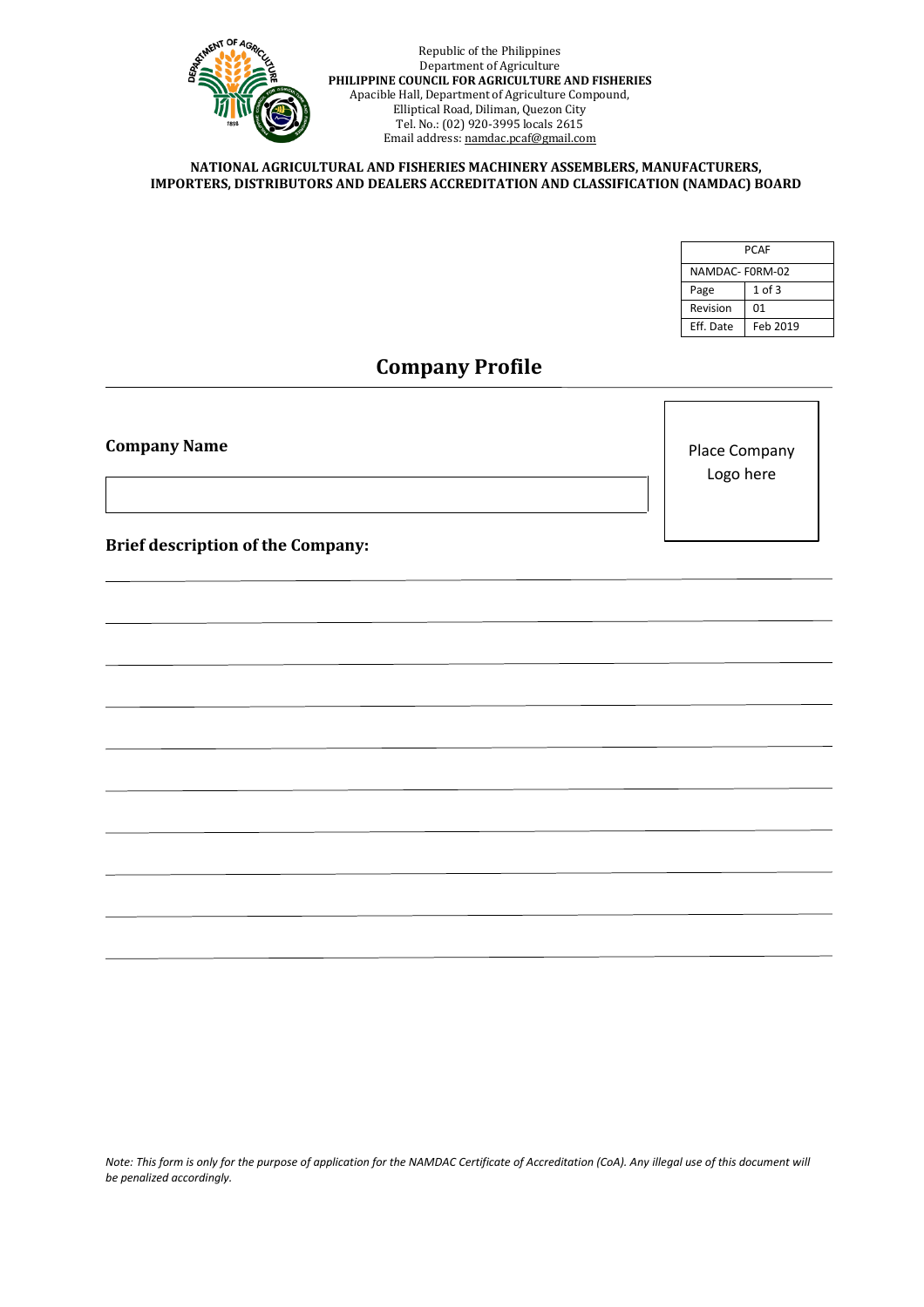Republic of the Philippines
Department of Agriculture
**PHILIPPINE COUNCIL FOR AGRICULTURE AND FISHERIES**
Apacible Hall, Department of Agriculture Compound,
Elliptical Road, Diliman, Quezon City
Tel. No.: (02) 920-3995 locals 2615
Email address: namdac.pcaf@gmail.com

**NATIONAL AGRICULTURAL AND FISHERIES MACHINERY ASSEMBLERS, MANUFACTURERS, IMPORTERS, DISTRIBUTORS AND DEALERS ACCREDITATION AND CLASSIFICATION (NAMDAC) BOARD**

| PCAF | |
|---|---|
| NAMDAC- F0RM-02 | |
| Page | 1 of 3 |
| Revision | 01 |
| Eff. Date | Feb 2019 |

# Company Profile

**Company Name**

Place Company Logo here

**Brief description of the Company:**

*Note: This form is only for the purpose of application for the NAMDAC Certificate of Accreditation (CoA). Any illegal use of this document will be penalized accordingly.*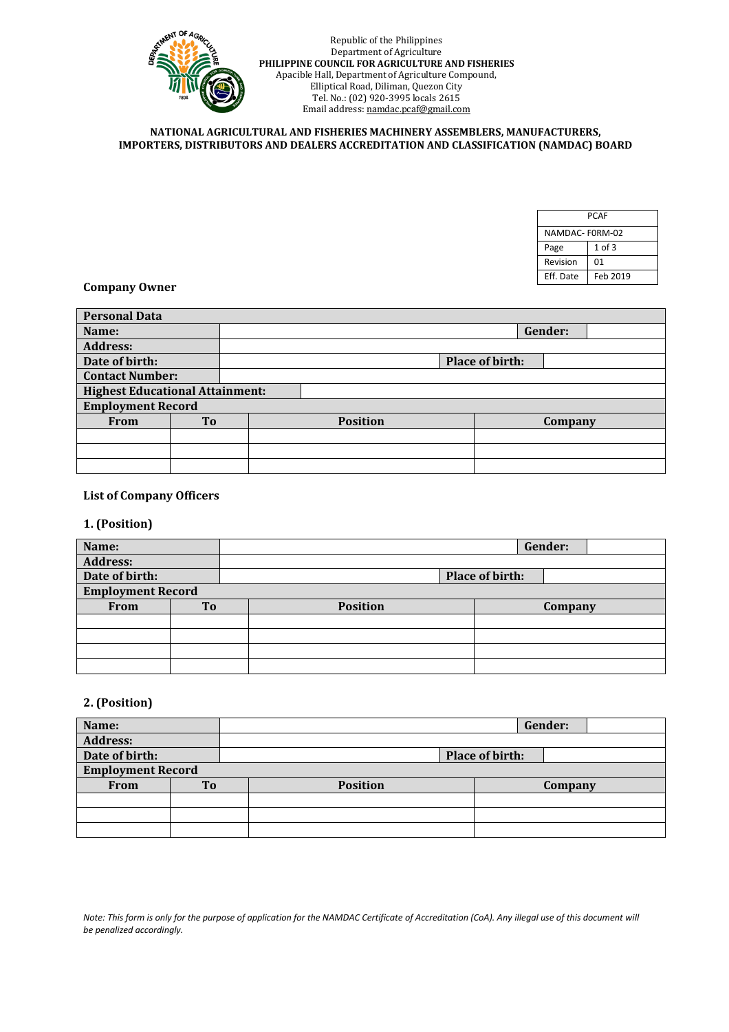Republic of the Philippines
Department of Agriculture
**PHILIPPINE COUNCIL FOR AGRICULTURE AND FISHERIES**
Apacible Hall, Department of Agriculture Compound,
Elliptical Road, Diliman, Quezon City
Tel. No.: (02) 920-3995 locals 2615
Email address: namdac.pcaf@gmail.com

**NATIONAL AGRICULTURAL AND FISHERIES MACHINERY ASSEMBLERS, MANUFACTURERS, IMPORTERS, DISTRIBUTORS AND DEALERS ACCREDITATION AND CLASSIFICATION (NAMDAC) BOARD**

| PCAF | |
|---|---|
| NAMDAC- F0RM-02 | |
| Page | 1 of 3 |
| Revision | 01 |
| Eff. Date | Feb 2019 |

**Company Owner**

| **Personal Data** | | | |
|---|---|---|---|
| **Name:** | | **Gender:** | |
| **Address:** | | | |
| **Date of birth:** | | **Place of birth:** | |
| **Contact Number:** | | | |
| **Highest Educational Attainment:** | | | |
| **Employment Record** | | | |
| **From** | **To** | **Position** | **Company** |
| | | | |
| | | | |
| | | | |

**List of Company Officers**

**1. (Position)**

| **Name:** | | **Gender:** | |
|---|---|---|---|
| **Address:** | | | |
| **Date of birth:** | | **Place of birth:** | |
| **Employment Record** | | | |
| **From** | **To** | **Position** | **Company** |
| | | | |
| | | | |
| | | | |
| | | | |

**2. (Position)**

| **Name:** | | **Gender:** | |
|---|---|---|---|
| **Address:** | | | |
| **Date of birth:** | | **Place of birth:** | |
| **Employment Record** | | | |
| **From** | **To** | **Position** | **Company** |
| | | | |
| | | | |
| | | | |

*Note: This form is only for the purpose of application for the NAMDAC Certificate of Accreditation (CoA). Any illegal use of this document will be penalized accordingly.*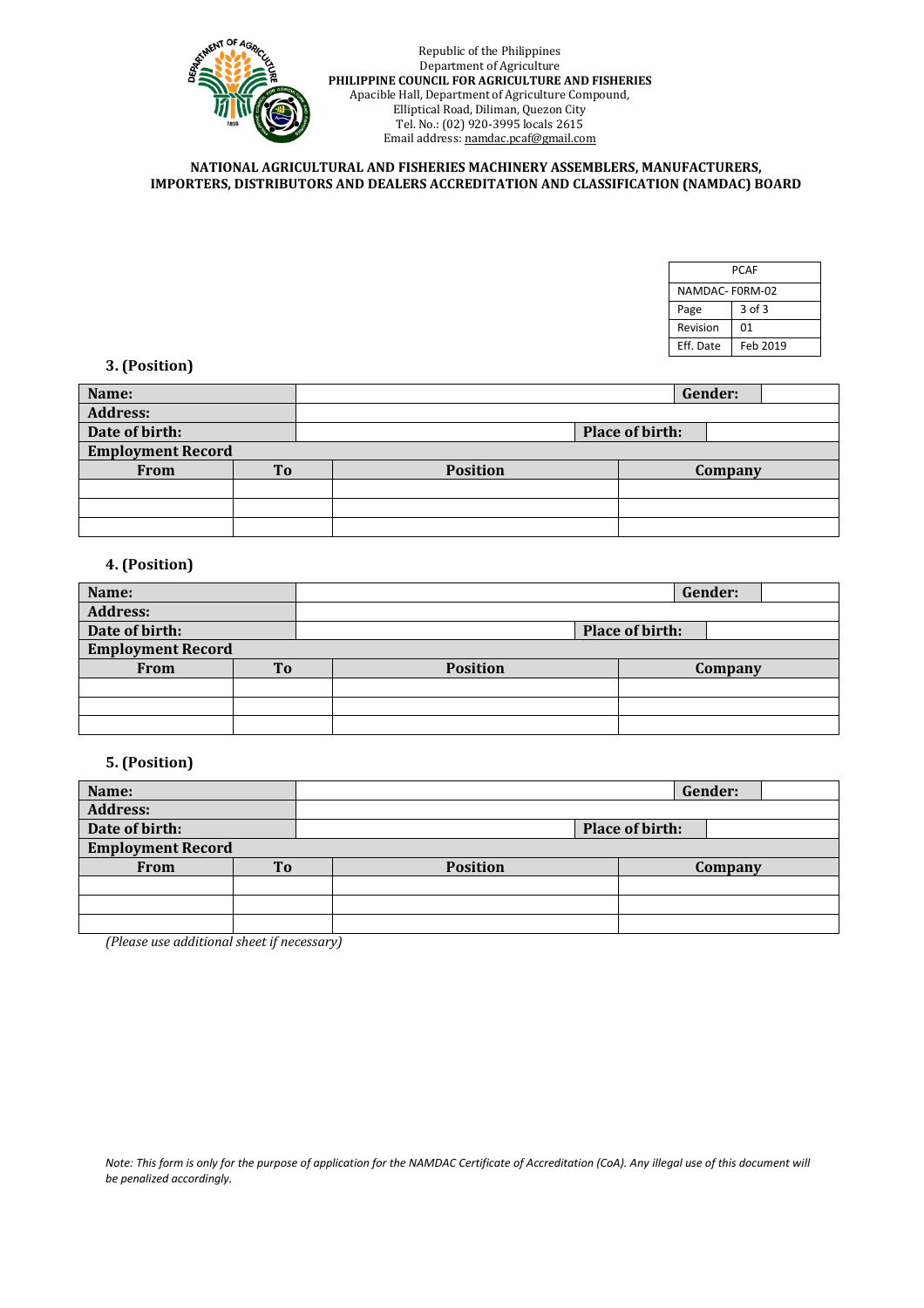Republic of the Philippines
Department of Agriculture
**PHILIPPINE COUNCIL FOR AGRICULTURE AND FISHERIES**
Apacible Hall, Department of Agriculture Compound,
Elliptical Road, Diliman, Quezon City
Tel. No.: (02) 920-3995 locals 2615
Email address: namdac.pcaf@gmail.com

**NATIONAL AGRICULTURAL AND FISHERIES MACHINERY ASSEMBLERS, MANUFACTURERS, IMPORTERS, DISTRIBUTORS AND DEALERS ACCREDITATION AND CLASSIFICATION (NAMDAC) BOARD**

| PCAF | |
|---|---|
| NAMDAC- F0RM-02 | |
| Page | 3 of 3 |
| Revision | 01 |
| Eff. Date | Feb 2019 |

### 3. (Position)

| **Name:** | | | **Gender:** | |
|---|---|---|---|---|
| **Address:** | | | | |
| **Date of birth:** | | **Place of birth:** | | |
| **Employment Record** | | | | |
| **From** | **To** | **Position** | **Company** | |
| | | | | |
| | | | | |
| | | | | |

### 4. (Position)

| **Name:** | | | **Gender:** | |
|---|---|---|---|---|
| **Address:** | | | | |
| **Date of birth:** | | **Place of birth:** | | |
| **Employment Record** | | | | |
| **From** | **To** | **Position** | **Company** | |
| | | | | |
| | | | | |
| | | | | |

### 5. (Position)

| **Name:** | | | **Gender:** | |
|---|---|---|---|---|
| **Address:** | | | | |
| **Date of birth:** | | **Place of birth:** | | |
| **Employment Record** | | | | |
| **From** | **To** | **Position** | **Company** | |
| | | | | |
| | | | | |
| | | | | |

*(Please use additional sheet if necessary)*

*Note: This form is only for the purpose of application for the NAMDAC Certificate of Accreditation (CoA). Any illegal use of this document will be penalized accordingly.*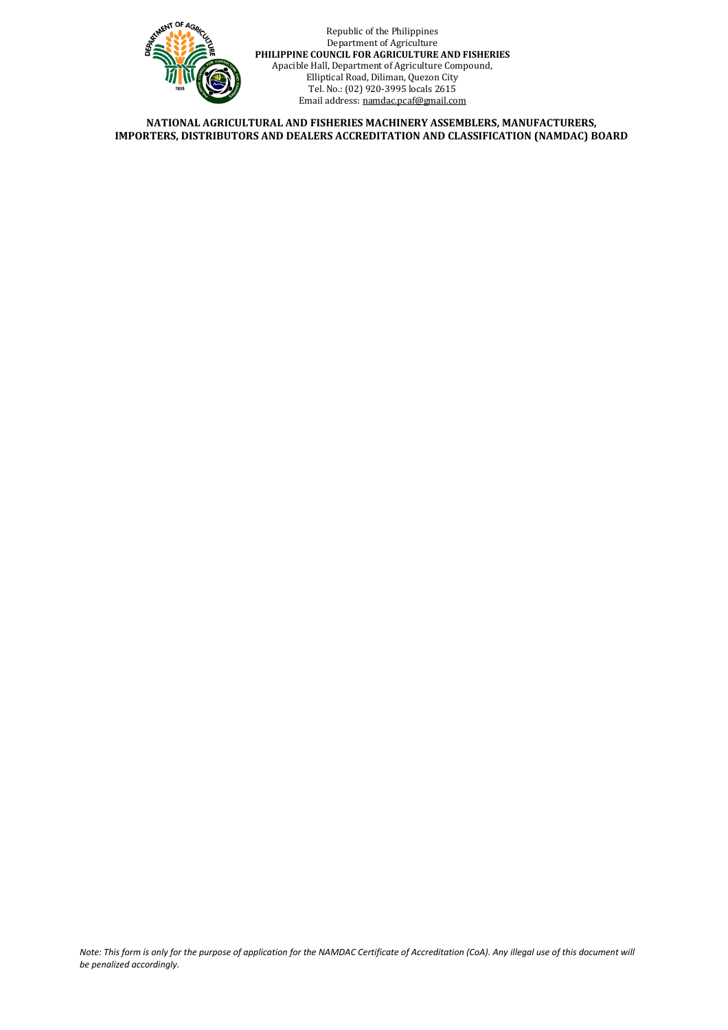Republic of the Philippines
Department of Agriculture
**PHILIPPINE COUNCIL FOR AGRICULTURE AND FISHERIES**
Apacible Hall, Department of Agriculture Compound,
Elliptical Road, Diliman, Quezon City
Tel. No.: (02) 920-3995 locals 2615
Email address: namdac.pcaf@gmail.com

**NATIONAL AGRICULTURAL AND FISHERIES MACHINERY ASSEMBLERS, MANUFACTURERS, IMPORTERS, DISTRIBUTORS AND DEALERS ACCREDITATION AND CLASSIFICATION (NAMDAC) BOARD**

*Note: This form is only for the purpose of application for the NAMDAC Certificate of Accreditation (CoA). Any illegal use of this document will be penalized accordingly.*